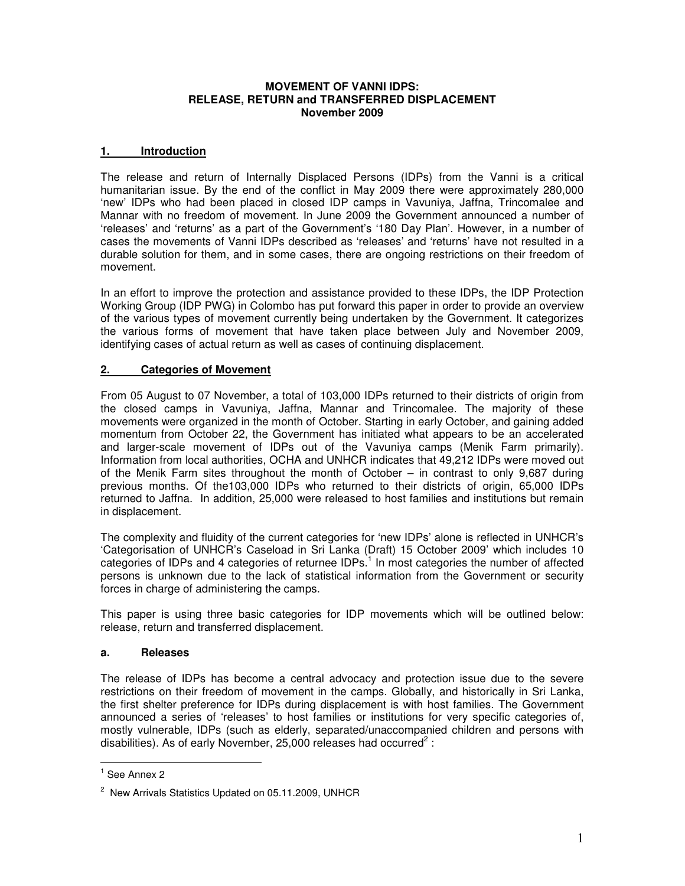# MOVEMENT OF VANNI IDPS: RELEASE, RETURN and TRANSFERRED DISPLACEMENT November 2009

## 1. Introduction

The release and return of Internally Displaced Persons (IDPs) from the Vanni is a critical humanitarian issue. By the end of the conflict in May 2009 there were approximately 280,000 'new' IDPs who had been placed in closed IDP camps in Vavuniya, Jaffna, Trincomalee and Mannar with no freedom of movement. In June 2009 the Government announced a number of 'releases' and 'returns' as a part of the Government's '180 Day Plan'. However, in a number of cases the movements of Vanni IDPs described as 'releases' and 'returns' have not resulted in a durable solution for them, and in some cases, there are ongoing restrictions on their freedom of movement.

In an effort to improve the protection and assistance provided to these IDPs, the IDP Protection Working Group (IDP PWG) in Colombo has put forward this paper in order to provide an overview of the various types of movement currently being undertaken by the Government. It categorizes the various forms of movement that have taken place between July and November 2009, identifying cases of actual return as well as cases of continuing displacement.

## 2. Categories of Movement

From 05 August to 07 November, a total of 103,000 IDPs returned to their districts of origin from the closed camps in Vavuniya, Jaffna, Mannar and Trincomalee. The majority of these movements were organized in the month of October. Starting in early October, and gaining added momentum from October 22, the Government has initiated what appears to be an accelerated and larger-scale movement of IDPs out of the Vavuniya camps (Menik Farm primarily). Information from local authorities, OCHA and UNHCR indicates that 49,212 IDPs were moved out of the Menik Farm sites throughout the month of October – in contrast to only 9,687 during previous months. Of the103,000 IDPs who returned to their districts of origin, 65,000 IDPs returned to Jaffna. In addition, 25,000 were released to host families and institutions but remain in displacement.

The complexity and fluidity of the current categories for 'new IDPs' alone is reflected in UNHCR's 'Categorisation of UNHCR's Caseload in Sri Lanka (Draft) 15 October 2009' which includes 10 categories of IDPs and 4 categories of returnee IDPs.[1] In most categories the number of affected persons is unknown due to the lack of statistical information from the Government or security forces in charge of administering the camps.

This paper is using three basic categories for IDP movements which will be outlined below: release, return and transferred displacement.

### a. Releases

The release of IDPs has become a central advocacy and protection issue due to the severe restrictions on their freedom of movement in the camps. Globally, and historically in Sri Lanka, the first shelter preference for IDPs during displacement is with host families. The Government announced a series of 'releases' to host families or institutions for very specific categories of, mostly vulnerable, IDPs (such as elderly, separated/unaccompanied children and persons with disabilities). As of early November, 25,000 releases had occurred[2] :

---

[1] See Annex 2

[2] New Arrivals Statistics Updated on 05.11.2009, UNHCR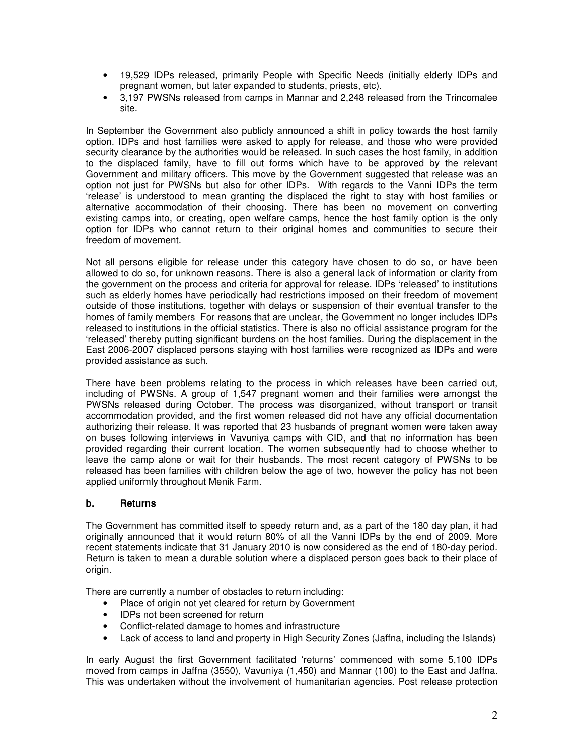- 19,529 IDPs released, primarily People with Specific Needs (initially elderly IDPs and pregnant women, but later expanded to students, priests, etc).
- 3,197 PWSNs released from camps in Mannar and 2,248 released from the Trincomalee site.

In September the Government also publicly announced a shift in policy towards the host family option. IDPs and host families were asked to apply for release, and those who were provided security clearance by the authorities would be released. In such cases the host family, in addition to the displaced family, have to fill out forms which have to be approved by the relevant Government and military officers. This move by the Government suggested that release was an option not just for PWSNs but also for other IDPs. With regards to the Vanni IDPs the term 'release' is understood to mean granting the displaced the right to stay with host families or alternative accommodation of their choosing. There has been no movement on converting existing camps into, or creating, open welfare camps, hence the host family option is the only option for IDPs who cannot return to their original homes and communities to secure their freedom of movement.

Not all persons eligible for release under this category have chosen to do so, or have been allowed to do so, for unknown reasons. There is also a general lack of information or clarity from the government on the process and criteria for approval for release. IDPs 'released' to institutions such as elderly homes have periodically had restrictions imposed on their freedom of movement outside of those institutions, together with delays or suspension of their eventual transfer to the homes of family members For reasons that are unclear, the Government no longer includes IDPs released to institutions in the official statistics. There is also no official assistance program for the 'released' thereby putting significant burdens on the host families. During the displacement in the East 2006-2007 displaced persons staying with host families were recognized as IDPs and were provided assistance as such.

There have been problems relating to the process in which releases have been carried out, including of PWSNs. A group of 1,547 pregnant women and their families were amongst the PWSNs released during October. The process was disorganized, without transport or transit accommodation provided, and the first women released did not have any official documentation authorizing their release. It was reported that 23 husbands of pregnant women were taken away on buses following interviews in Vavuniya camps with CID, and that no information has been provided regarding their current location. The women subsequently had to choose whether to leave the camp alone or wait for their husbands. The most recent category of PWSNs to be released has been families with children below the age of two, however the policy has not been applied uniformly throughout Menik Farm.

### b. Returns

The Government has committed itself to speedy return and, as a part of the 180 day plan, it had originally announced that it would return 80% of all the Vanni IDPs by the end of 2009. More recent statements indicate that 31 January 2010 is now considered as the end of 180-day period. Return is taken to mean a durable solution where a displaced person goes back to their place of origin.

There are currently a number of obstacles to return including:

- Place of origin not yet cleared for return by Government
- IDPs not been screened for return
- Conflict-related damage to homes and infrastructure
- Lack of access to land and property in High Security Zones (Jaffna, including the Islands)

In early August the first Government facilitated 'returns' commenced with some 5,100 IDPs moved from camps in Jaffna (3550), Vavuniya (1,450) and Mannar (100) to the East and Jaffna. This was undertaken without the involvement of humanitarian agencies. Post release protection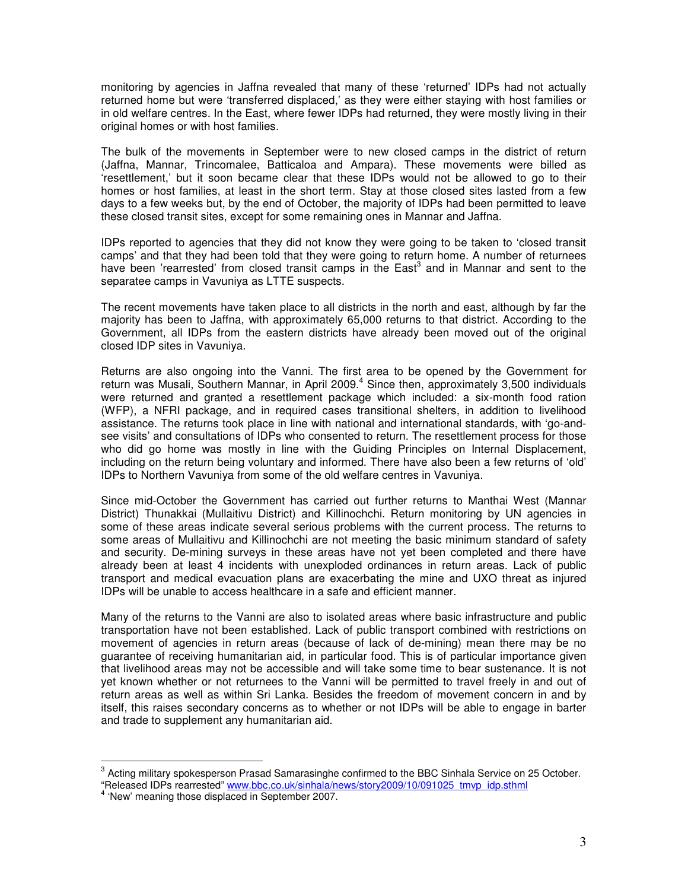monitoring by agencies in Jaffna revealed that many of these 'returned' IDPs had not actually returned home but were 'transferred displaced,' as they were either staying with host families or in old welfare centres. In the East, where fewer IDPs had returned, they were mostly living in their original homes or with host families.

The bulk of the movements in September were to new closed camps in the district of return (Jaffna, Mannar, Trincomalee, Batticaloa and Ampara). These movements were billed as 'resettlement,' but it soon became clear that these IDPs would not be allowed to go to their homes or host families, at least in the short term. Stay at those closed sites lasted from a few days to a few weeks but, by the end of October, the majority of IDPs had been permitted to leave these closed transit sites, except for some remaining ones in Mannar and Jaffna.

IDPs reported to agencies that they did not know they were going to be taken to 'closed transit camps' and that they had been told that they were going to return home. A number of returnees have been 'rearrested' from closed transit camps in the East[3] and in Mannar and sent to the separatee camps in Vavuniya as LTTE suspects.

The recent movements have taken place to all districts in the north and east, although by far the majority has been to Jaffna, with approximately 65,000 returns to that district. According to the Government, all IDPs from the eastern districts have already been moved out of the original closed IDP sites in Vavuniya.

Returns are also ongoing into the Vanni. The first area to be opened by the Government for return was Musali, Southern Mannar, in April 2009.[4] Since then, approximately 3,500 individuals were returned and granted a resettlement package which included: a six-month food ration (WFP), a NFRI package, and in required cases transitional shelters, in addition to livelihood assistance. The returns took place in line with national and international standards, with 'go-and-see visits' and consultations of IDPs who consented to return. The resettlement process for those who did go home was mostly in line with the Guiding Principles on Internal Displacement, including on the return being voluntary and informed. There have also been a few returns of 'old' IDPs to Northern Vavuniya from some of the old welfare centres in Vavuniya.

Since mid-October the Government has carried out further returns to Manthai West (Mannar District) Thunakkai (Mullaitivu District) and Killinochchi. Return monitoring by UN agencies in some of these areas indicate several serious problems with the current process. The returns to some areas of Mullaitivu and Killinochchi are not meeting the basic minimum standard of safety and security. De-mining surveys in these areas have not yet been completed and there have already been at least 4 incidents with unexploded ordinances in return areas. Lack of public transport and medical evacuation plans are exacerbating the mine and UXO threat as injured IDPs will be unable to access healthcare in a safe and efficient manner.

Many of the returns to the Vanni are also to isolated areas where basic infrastructure and public transportation have not been established. Lack of public transport combined with restrictions on movement of agencies in return areas (because of lack of de-mining) mean there may be no guarantee of receiving humanitarian aid, in particular food. This is of particular importance given that livelihood areas may not be accessible and will take some time to bear sustenance. It is not yet known whether or not returnees to the Vanni will be permitted to travel freely in and out of return areas as well as within Sri Lanka. Besides the freedom of movement concern in and by itself, this raises secondary concerns as to whether or not IDPs will be able to engage in barter and trade to supplement any humanitarian aid.

---

[3] Acting military spokesperson Prasad Samarasinghe confirmed to the BBC Sinhala Service on 25 October. "Released IDPs rearrested" www.bbc.co.uk/sinhala/news/story2009/10/091025_tmvp_idp.shtml

[4] 'New' meaning those displaced in September 2007.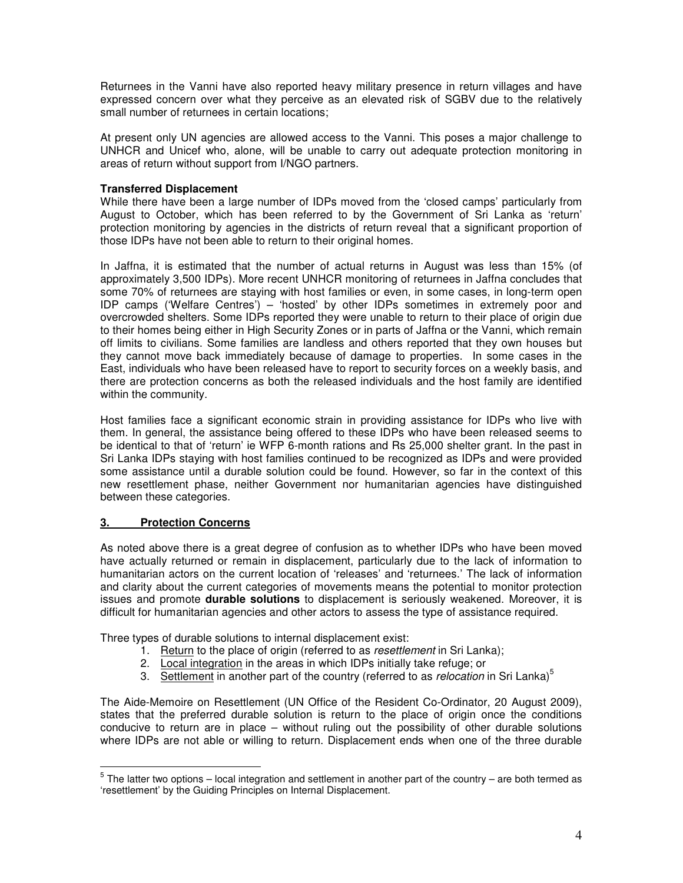Returnees in the Vanni have also reported heavy military presence in return villages and have expressed concern over what they perceive as an elevated risk of SGBV due to the relatively small number of returnees in certain locations;

At present only UN agencies are allowed access to the Vanni. This poses a major challenge to UNHCR and Unicef who, alone, will be unable to carry out adequate protection monitoring in areas of return without support from I/NGO partners.

**Transferred Displacement**

While there have been a large number of IDPs moved from the 'closed camps' particularly from August to October, which has been referred to by the Government of Sri Lanka as 'return' protection monitoring by agencies in the districts of return reveal that a significant proportion of those IDPs have not been able to return to their original homes.

In Jaffna, it is estimated that the number of actual returns in August was less than 15% (of approximately 3,500 IDPs). More recent UNHCR monitoring of returnees in Jaffna concludes that some 70% of returnees are staying with host families or even, in some cases, in long-term open IDP camps ('Welfare Centres') – 'hosted' by other IDPs sometimes in extremely poor and overcrowded shelters. Some IDPs reported they were unable to return to their place of origin due to their homes being either in High Security Zones or in parts of Jaffna or the Vanni, which remain off limits to civilians. Some families are landless and others reported that they own houses but they cannot move back immediately because of damage to properties. In some cases in the East, individuals who have been released have to report to security forces on a weekly basis, and there are protection concerns as both the released individuals and the host family are identified within the community.

Host families face a significant economic strain in providing assistance for IDPs who live with them. In general, the assistance being offered to these IDPs who have been released seems to be identical to that of 'return' ie WFP 6-month rations and Rs 25,000 shelter grant. In the past in Sri Lanka IDPs staying with host families continued to be recognized as IDPs and were provided some assistance until a durable solution could be found. However, so far in the context of this new resettlement phase, neither Government nor humanitarian agencies have distinguished between these categories.

## 3. Protection Concerns

As noted above there is a great degree of confusion as to whether IDPs who have been moved have actually returned or remain in displacement, particularly due to the lack of information to humanitarian actors on the current location of 'releases' and 'returnees.' The lack of information and clarity about the current categories of movements means the potential to monitor protection issues and promote **durable solutions** to displacement is seriously weakened. Moreover, it is difficult for humanitarian agencies and other actors to assess the type of assistance required.

Three types of durable solutions to internal displacement exist:

1. Return to the place of origin (referred to as *resettlement* in Sri Lanka);
2. Local integration in the areas in which IDPs initially take refuge; or
3. Settlement in another part of the country (referred to as *relocation* in Sri Lanka)[5]

The Aide-Memoire on Resettlement (UN Office of the Resident Co-Ordinator, 20 August 2009), states that the preferred durable solution is return to the place of origin once the conditions conducive to return are in place – without ruling out the possibility of other durable solutions where IDPs are not able or willing to return. Displacement ends when one of the three durable

[5] The latter two options – local integration and settlement in another part of the country – are both termed as 'resettlement' by the Guiding Principles on Internal Displacement.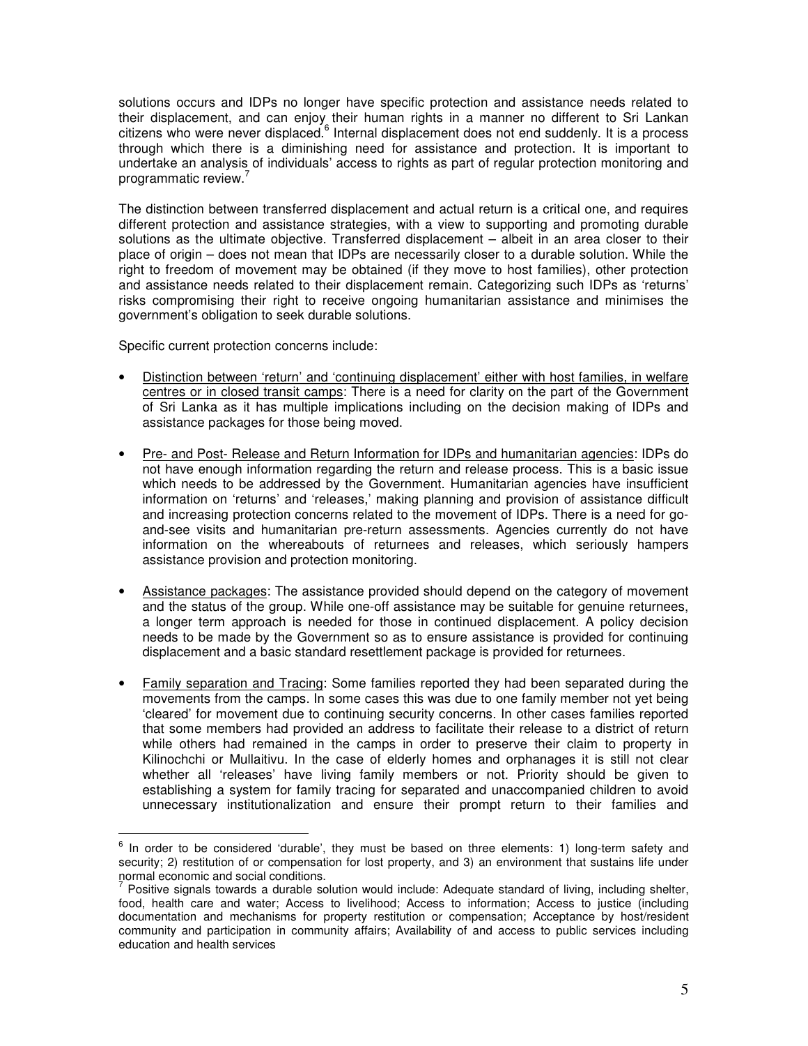solutions occurs and IDPs no longer have specific protection and assistance needs related to their displacement, and can enjoy their human rights in a manner no different to Sri Lankan citizens who were never displaced.[6] Internal displacement does not end suddenly. It is a process through which there is a diminishing need for assistance and protection. It is important to undertake an analysis of individuals' access to rights as part of regular protection monitoring and programmatic review.[7]

The distinction between transferred displacement and actual return is a critical one, and requires different protection and assistance strategies, with a view to supporting and promoting durable solutions as the ultimate objective. Transferred displacement – albeit in an area closer to their place of origin – does not mean that IDPs are necessarily closer to a durable solution. While the right to freedom of movement may be obtained (if they move to host families), other protection and assistance needs related to their displacement remain. Categorizing such IDPs as 'returns' risks compromising their right to receive ongoing humanitarian assistance and minimises the government's obligation to seek durable solutions.

Specific current protection concerns include:

- Distinction between 'return' and 'continuing displacement' either with host families, in welfare centres or in closed transit camps: There is a need for clarity on the part of the Government of Sri Lanka as it has multiple implications including on the decision making of IDPs and assistance packages for those being moved.

- Pre- and Post- Release and Return Information for IDPs and humanitarian agencies: IDPs do not have enough information regarding the return and release process. This is a basic issue which needs to be addressed by the Government. Humanitarian agencies have insufficient information on 'returns' and 'releases,' making planning and provision of assistance difficult and increasing protection concerns related to the movement of IDPs. There is a need for go-and-see visits and humanitarian pre-return assessments. Agencies currently do not have information on the whereabouts of returnees and releases, which seriously hampers assistance provision and protection monitoring.

- Assistance packages: The assistance provided should depend on the category of movement and the status of the group. While one-off assistance may be suitable for genuine returnees, a longer term approach is needed for those in continued displacement. A policy decision needs to be made by the Government so as to ensure assistance is provided for continuing displacement and a basic standard resettlement package is provided for returnees.

- Family separation and Tracing: Some families reported they had been separated during the movements from the camps. In some cases this was due to one family member not yet being 'cleared' for movement due to continuing security concerns. In other cases families reported that some members had provided an address to facilitate their release to a district of return while others had remained in the camps in order to preserve their claim to property in Kilinochchi or Mullaitivu. In the case of elderly homes and orphanages it is still not clear whether all 'releases' have living family members or not. Priority should be given to establishing a system for family tracing for separated and unaccompanied children to avoid unnecessary institutionalization and ensure their prompt return to their families and

---

[6] In order to be considered 'durable', they must be based on three elements: 1) long-term safety and security; 2) restitution of or compensation for lost property, and 3) an environment that sustains life under normal economic and social conditions.

[7] Positive signals towards a durable solution would include: Adequate standard of living, including shelter, food, health care and water; Access to livelihood; Access to information; Access to justice (including documentation and mechanisms for property restitution or compensation; Acceptance by host/resident community and participation in community affairs; Availability of and access to public services including education and health services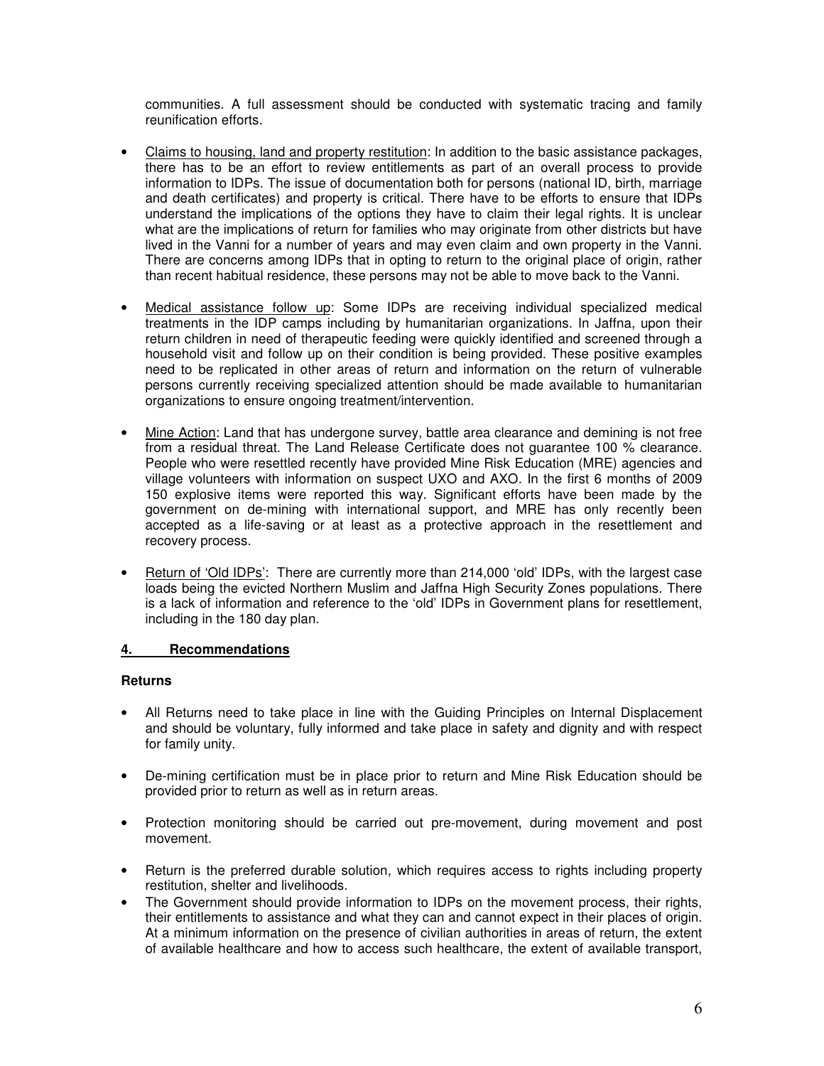communities. A full assessment should be conducted with systematic tracing and family reunification efforts.

- Claims to housing, land and property restitution: In addition to the basic assistance packages, there has to be an effort to review entitlements as part of an overall process to provide information to IDPs. The issue of documentation both for persons (national ID, birth, marriage and death certificates) and property is critical. There have to be efforts to ensure that IDPs understand the implications of the options they have to claim their legal rights. It is unclear what are the implications of return for families who may originate from other districts but have lived in the Vanni for a number of years and may even claim and own property in the Vanni. There are concerns among IDPs that in opting to return to the original place of origin, rather than recent habitual residence, these persons may not be able to move back to the Vanni.

- Medical assistance follow up: Some IDPs are receiving individual specialized medical treatments in the IDP camps including by humanitarian organizations. In Jaffna, upon their return children in need of therapeutic feeding were quickly identified and screened through a household visit and follow up on their condition is being provided. These positive examples need to be replicated in other areas of return and information on the return of vulnerable persons currently receiving specialized attention should be made available to humanitarian organizations to ensure ongoing treatment/intervention.

- Mine Action: Land that has undergone survey, battle area clearance and demining is not free from a residual threat. The Land Release Certificate does not guarantee 100 % clearance. People who were resettled recently have provided Mine Risk Education (MRE) agencies and village volunteers with information on suspect UXO and AXO. In the first 6 months of 2009 150 explosive items were reported this way. Significant efforts have been made by the government on de-mining with international support, and MRE has only recently been accepted as a life-saving or at least as a protective approach in the resettlement and recovery process.

- Return of 'Old IDPs': There are currently more than 214,000 'old' IDPs, with the largest case loads being the evicted Northern Muslim and Jaffna High Security Zones populations. There is a lack of information and reference to the 'old' IDPs in Government plans for resettlement, including in the 180 day plan.

## 4. Recommendations

### Returns

- All Returns need to take place in line with the Guiding Principles on Internal Displacement and should be voluntary, fully informed and take place in safety and dignity and with respect for family unity.

- De-mining certification must be in place prior to return and Mine Risk Education should be provided prior to return as well as in return areas.

- Protection monitoring should be carried out pre-movement, during movement and post movement.

- Return is the preferred durable solution, which requires access to rights including property restitution, shelter and livelihoods.
- The Government should provide information to IDPs on the movement process, their rights, their entitlements to assistance and what they can and cannot expect in their places of origin. At a minimum information on the presence of civilian authorities in areas of return, the extent of available healthcare and how to access such healthcare, the extent of available transport,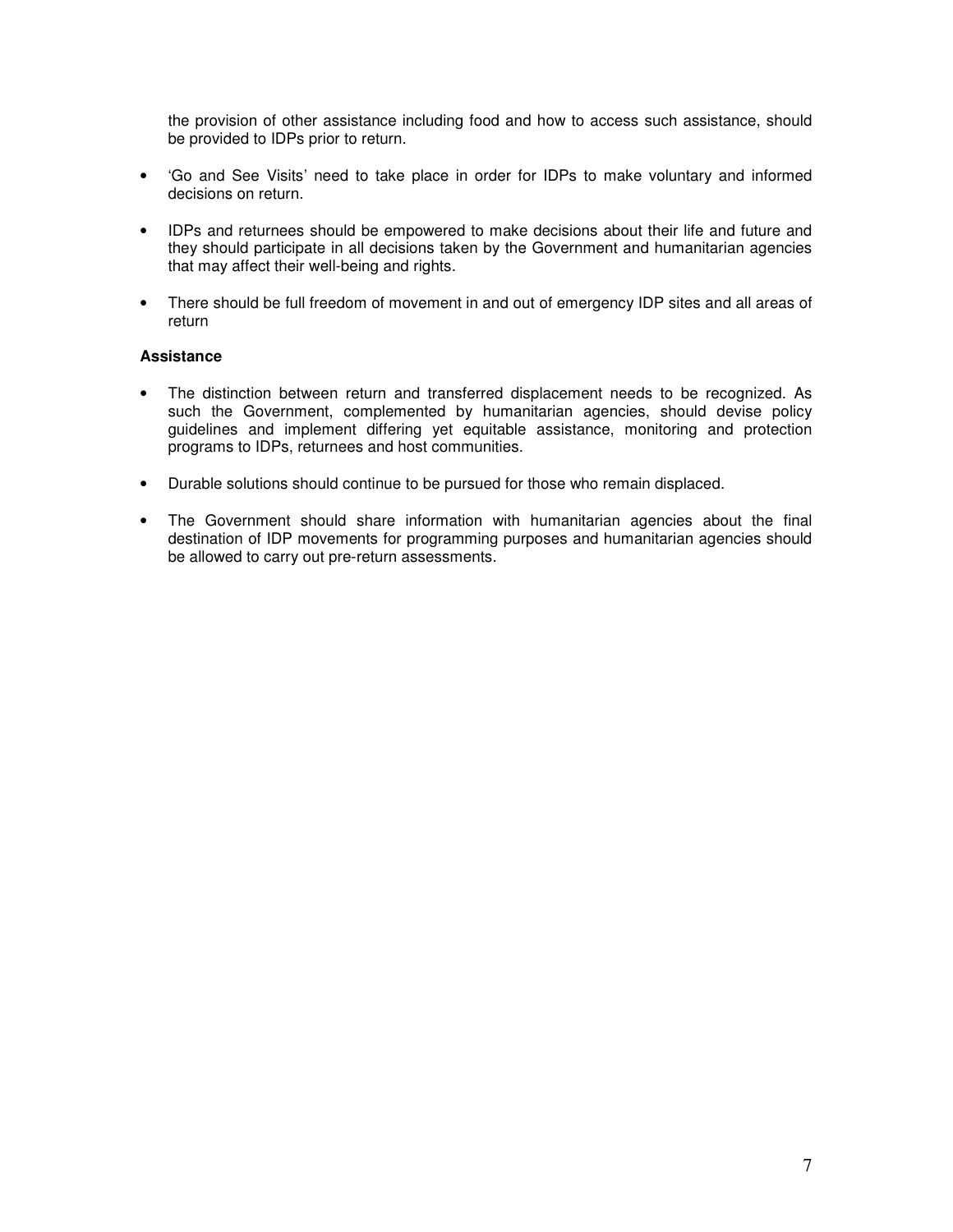the provision of other assistance including food and how to access such assistance, should be provided to IDPs prior to return.

- 'Go and See Visits' need to take place in order for IDPs to make voluntary and informed decisions on return.

- IDPs and returnees should be empowered to make decisions about their life and future and they should participate in all decisions taken by the Government and humanitarian agencies that may affect their well-being and rights.

- There should be full freedom of movement in and out of emergency IDP sites and all areas of return

**Assistance**

- The distinction between return and transferred displacement needs to be recognized. As such the Government, complemented by humanitarian agencies, should devise policy guidelines and implement differing yet equitable assistance, monitoring and protection programs to IDPs, returnees and host communities.

- Durable solutions should continue to be pursued for those who remain displaced.

- The Government should share information with humanitarian agencies about the final destination of IDP movements for programming purposes and humanitarian agencies should be allowed to carry out pre-return assessments.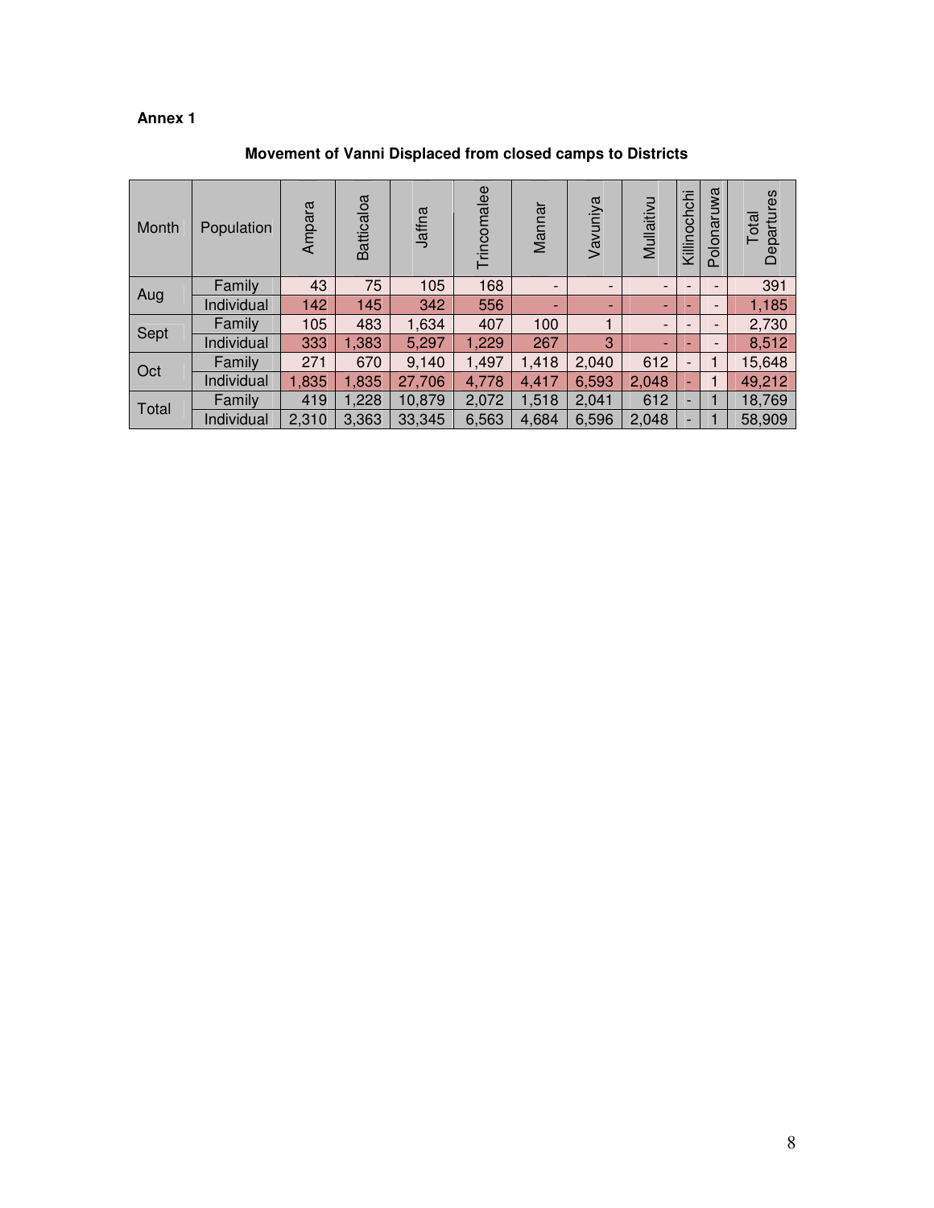**Annex 1**

**Movement of Vanni Displaced from closed camps to Districts**

| Month | Population | Ampara | Batticaloa | Jaffna | Trincomalee | Mannar | Vavuniya | Mullaitivu | Killinochchi | Polonaruwa | Total Departures |
|---|---|---|---|---|---|---|---|---|---|---|---|
| Aug | Family | 43 | 75 | 105 | 168 | - | - | - | - | - | 391 |
| | Individual | 142 | 145 | 342 | 556 | - | - | - | - | - | 1,185 |
| Sept | Family | 105 | 483 | 1,634 | 407 | 100 | 1 | - | - | - | 2,730 |
| | Individual | 333 | 1,383 | 5,297 | 1,229 | 267 | 3 | - | - | - | 8,512 |
| Oct | Family | 271 | 670 | 9,140 | 1,497 | 1,418 | 2,040 | 612 | - | 1 | 15,648 |
| | Individual | 1,835 | 1,835 | 27,706 | 4,778 | 4,417 | 6,593 | 2,048 | - | 1 | 49,212 |
| Total | Family | 419 | 1,228 | 10,879 | 2,072 | 1,518 | 2,041 | 612 | - | 1 | 18,769 |
| | Individual | 2,310 | 3,363 | 33,345 | 6,563 | 4,684 | 6,596 | 2,048 | - | 1 | 58,909 |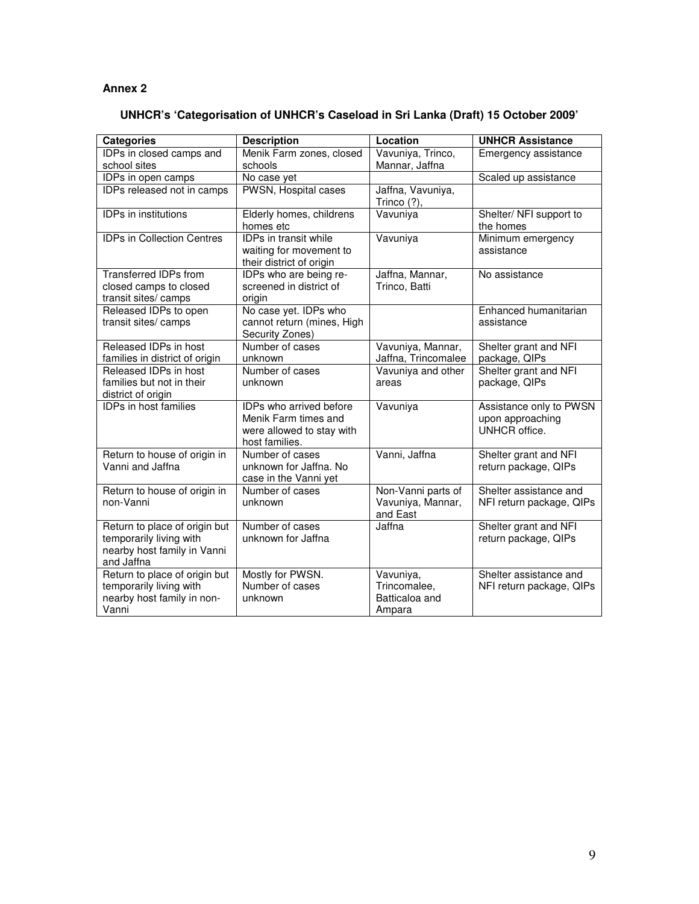**Annex 2**

## UNHCR's 'Categorisation of UNHCR's Caseload in Sri Lanka (Draft) 15 October 2009'

| Categories | Description | Location | UNHCR Assistance |
|---|---|---|---|
| IDPs in closed camps and school sites | Menik Farm zones, closed schools | Vavuniya, Trinco, Mannar, Jaffna | Emergency assistance |
| IDPs in open camps | No case yet | | Scaled up assistance |
| IDPs released not in camps | PWSN, Hospital cases | Jaffna, Vavuniya, Trinco (?), | |
| IDPs in institutions | Elderly homes, childrens homes etc | Vavuniya | Shelter/ NFI support to the homes |
| IDPs in Collection Centres | IDPs in transit while waiting for movement to their district of origin | Vavuniya | Minimum emergency assistance |
| Transferred IDPs from closed camps to closed transit sites/ camps | IDPs who are being re-screened in district of origin | Jaffna, Mannar, Trinco, Batti | No assistance |
| Released IDPs to open transit sites/ camps | No case yet. IDPs who cannot return (mines, High Security Zones) | | Enhanced humanitarian assistance |
| Released IDPs in host families in district of origin | Number of cases unknown | Vavuniya, Mannar, Jaffna, Trincomalee | Shelter grant and NFI package, QIPs |
| Released IDPs in host families but not in their district of origin | Number of cases unknown | Vavuniya and other areas | Shelter grant and NFI package, QIPs |
| IDPs in host families | IDPs who arrived before Menik Farm times and were allowed to stay with host families. | Vavuniya | Assistance only to PWSN upon approaching UNHCR office. |
| Return to house of origin in Vanni and Jaffna | Number of cases unknown for Jaffna. No case in the Vanni yet | Vanni, Jaffna | Shelter grant and NFI return package, QIPs |
| Return to house of origin in non-Vanni | Number of cases unknown | Non-Vanni parts of Vavuniya, Mannar, and East | Shelter assistance and NFI return package, QIPs |
| Return to place of origin but temporarily living with nearby host family in Vanni and Jaffna | Number of cases unknown for Jaffna | Jaffna | Shelter grant and NFI return package, QIPs |
| Return to place of origin but temporarily living with nearby host family in non-Vanni | Mostly for PWSN. Number of cases unknown | Vavuniya, Trincomalee, Batticaloa and Ampara | Shelter assistance and NFI return package, QIPs |